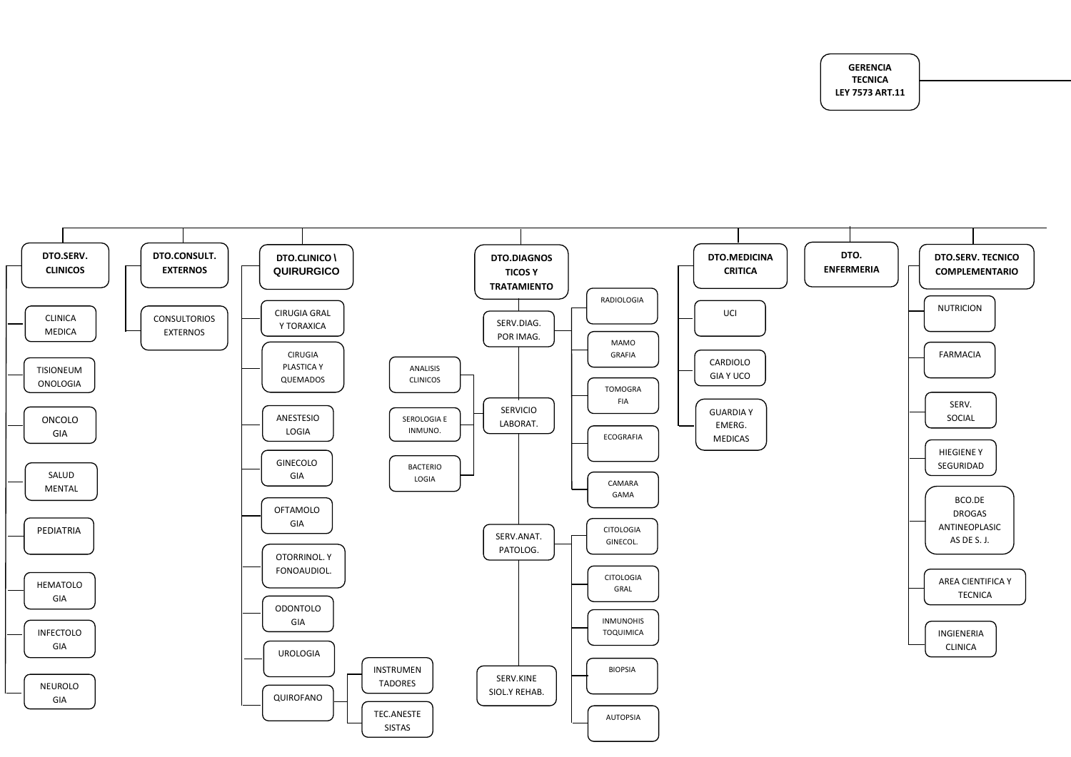# GERENCIA TECNICA LEY 7573 ART.11

- **DTO.SERV. CLINICOS**
  - CLINICA MEDICA
  - TISIONEUM ONOLOGIA
  - ONCOLO GIA
  - SALUD MENTAL
  - PEDIATRIA
  - HEMATOLO GIA
  - INFECTOLO GIA
  - NEUROLO GIA
- **DTO.CONSULT. EXTERNOS**
  - CONSULTORIOS EXTERNOS
- **DTO.CLINICO \ QUIRURGICO**
  - CIRUGIA GRAL Y TORAXICA
  - CIRUGIA PLASTICA Y QUEMADOS
  - ANESTESIO LOGIA
  - GINECOLO GIA
  - OFTAMOLO GIA
  - OTORRINOL. Y FONOAUDIOL.
  - ODONTOLO GIA
  - UROLOGIA
  - QUIROFANO
    - INSTRUMEN TADORES
    - TEC.ANESTE SISTAS
- **DTO.DIAGNOS TICOS Y TRATAMIENTO**
  - SERV.DIAG. POR IMAG.
    - RADIOLOGIA
    - MAMO GRAFIA
    - TOMOGRA FIA
    - ECOGRAFIA
    - CAMARA GAMA
  - SERVICIO LABORAT.
    - ANALISIS CLINICOS
    - SEROLOGIA E INMUNO.
    - BACTERIO LOGIA
  - SERV.ANAT. PATOLOG.
    - CITOLOGIA GINECOL.
    - CITOLOGIA GRAL
    - INMUNOHIS TOQUIMICA
    - BIOPSIA
    - AUTOPSIA
  - SERV.KINE SIOL.Y REHAB.
- **DTO.MEDICINA CRITICA**
  - UCI
  - CARDIOLO GIA Y UCO
  - GUARDIA Y EMERG. MEDICAS
- **DTO. ENFERMERIA**
- **DTO.SERV. TECNICO COMPLEMENTARIO**
  - NUTRICION
  - FARMACIA
  - SERV. SOCIAL
  - HIEGIENE Y SEGURIDAD
  - BCO.DE DROGAS ANTINEOPLASIC AS DE S. J.
  - AREA CIENTIFICA Y TECNICA
  - INGIENERIA CLINICA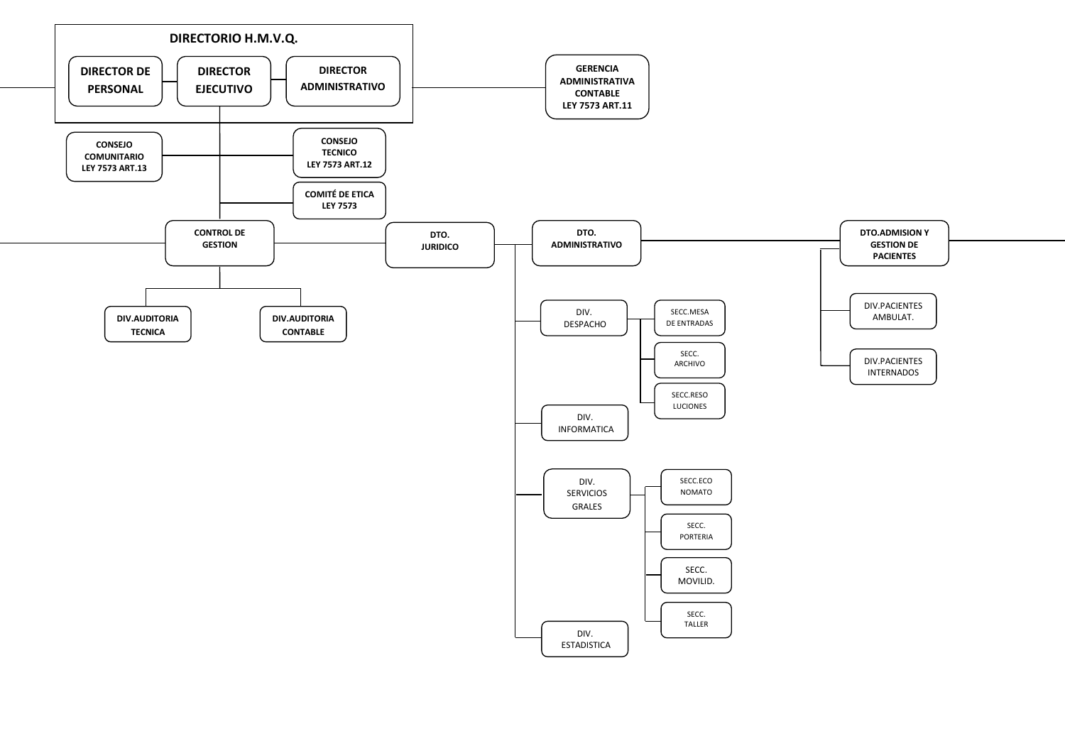# DIRECTORIO H.M.V.Q.

- **DIRECTOR DE PERSONAL**
- **DIRECTOR EJECUTIVO**
- **DIRECTOR ADMINISTRATIVO**

**GERENCIA ADMINISTRATIVA CONTABLE LEY 7573 ART.11**

**CONSEJO COMUNITARIO LEY 7573 ART.13**

**CONSEJO TECNICO LEY 7573 ART.12**

**COMITÉ DE ETICA LEY 7573**

**CONTROL DE GESTION**

- **DIV.AUDITORIA TECNICA**
- **DIV.AUDITORIA CONTABLE**

**DTO. JURIDICO**

**DTO. ADMINISTRATIVO**

- DIV. DESPACHO
  - SECC.MESA DE ENTRADAS
  - SECC. ARCHIVO
  - SECC.RESO LUCIONES
- DIV. INFORMATICA
- DIV. SERVICIOS GRALES
  - SECC.ECO NOMATO
  - SECC. PORTERIA
  - SECC. MOVILID.
  - SECC. TALLER
- DIV. ESTADISTICA

**DTO.ADMISION Y GESTION DE PACIENTES**

- DIV.PACIENTES AMBULAT.
- DIV.PACIENTES INTERNADOS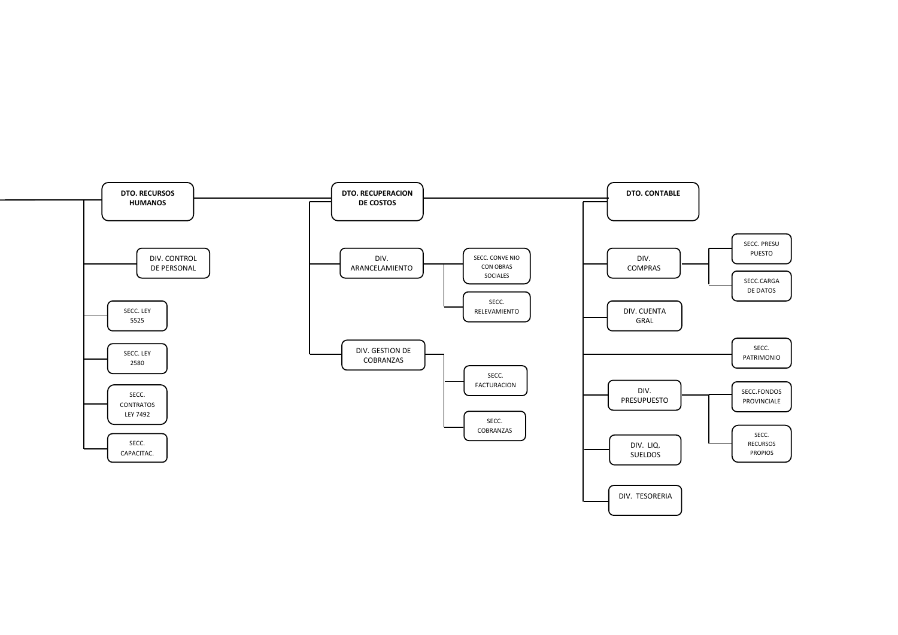DTO. RECURSOS HUMANOS

DIV. CONTROL DE PERSONAL

SECC. LEY 5525

SECC. LEY 2580

SECC. CONTRATOS LEY 7492

SECC. CAPACITAC.

DTO. RECUPERACION DE COSTOS

DIV. ARANCELAMIENTO

SECC. CONVE NIO CON OBRAS SOCIALES

SECC. RELEVAMIENTO

DIV. GESTION DE COBRANZAS

SECC. FACTURACION

SECC. COBRANZAS

DTO. CONTABLE

DIV. COMPRAS

SECC. PRESU PUESTO

SECC.CARGA DE DATOS

DIV. CUENTA GRAL

SECC. PATRIMONIO

DIV. PRESUPUESTO

SECC.FONDOS PROVINCIALE

SECC. RECURSOS PROPIOS

DIV. LIQ. SUELDOS

DIV. TESORERIA